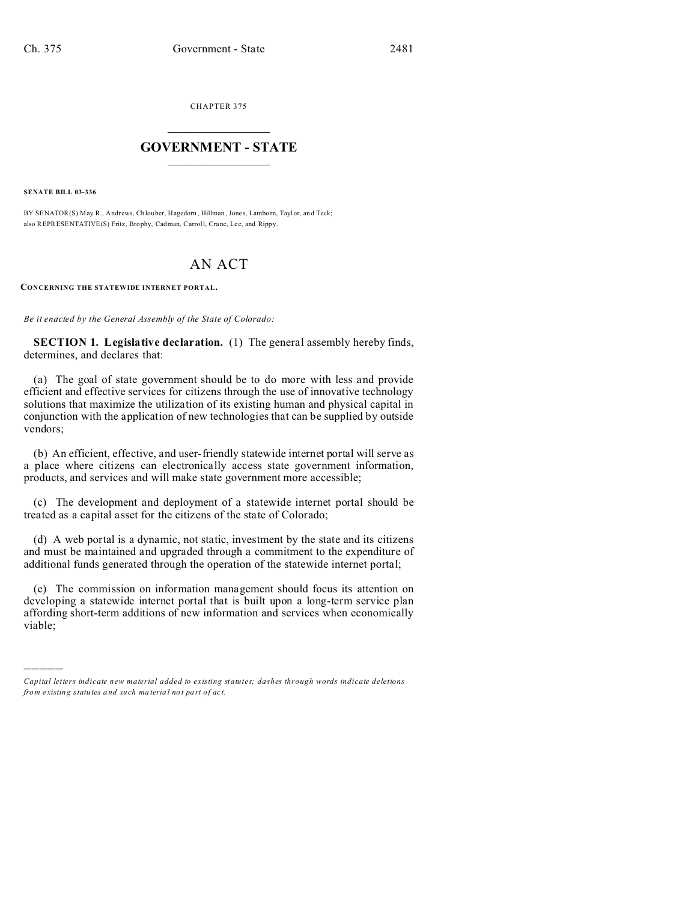CHAPTER 375

# GOVERNMENT - STATE

**SENATE BILL 03-336**

BY SENATOR(S) May R., Andrews, Chlouber, Hagedorn, Hillman, Jones, Lamborn, Taylor, and Teck;
also REPRESENTATIVE(S) Fritz, Brophy, Cadman, Carroll, Crane, Lee, and Rippy.

# AN ACT

**CONCERNING THE STATEWIDE INTERNET PORTAL.**

*Be it enacted by the General Assembly of the State of Colorado:*

**SECTION 1. Legislative declaration.** (1) The general assembly hereby finds, determines, and declares that:

(a) The goal of state government should be to do more with less and provide efficient and effective services for citizens through the use of innovative technology solutions that maximize the utilization of its existing human and physical capital in conjunction with the application of new technologies that can be supplied by outside vendors;

(b) An efficient, effective, and user-friendly statewide internet portal will serve as a place where citizens can electronically access state government information, products, and services and will make state government more accessible;

(c) The development and deployment of a statewide internet portal should be treated as a capital asset for the citizens of the state of Colorado;

(d) A web portal is a dynamic, not static, investment by the state and its citizens and must be maintained and upgraded through a commitment to the expenditure of additional funds generated through the operation of the statewide internet portal;

(e) The commission on information management should focus its attention on developing a statewide internet portal that is built upon a long-term service plan affording short-term additions of new information and services when economically viable;

---

*Capital letters indicate new material added to existing statutes; dashes through words indicate deletions from existing statutes and such material not part of act.*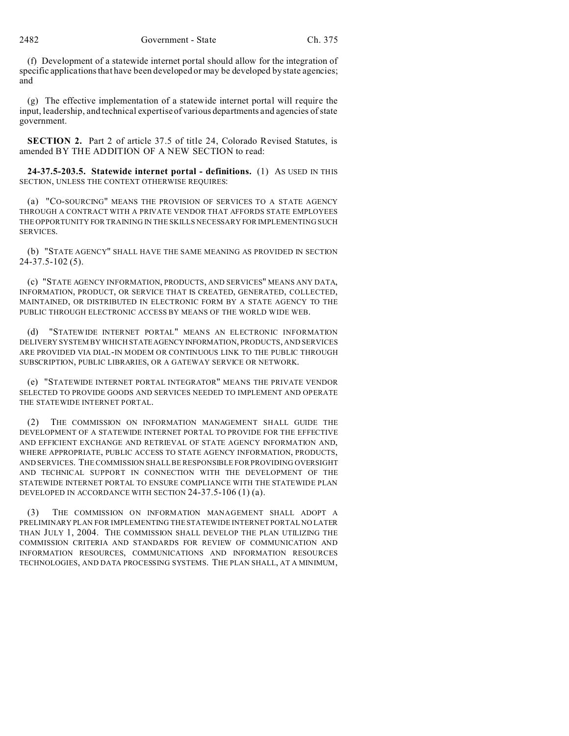(f) Development of a statewide internet portal should allow for the integration of specific applications that have been developed or may be developed by state agencies; and

(g) The effective implementation of a statewide internet portal will require the input, leadership, and technical expertise of various departments and agencies of state government.

**SECTION 2.** Part 2 of article 37.5 of title 24, Colorado Revised Statutes, is amended BY THE ADDITION OF A NEW SECTION to read:

**24-37.5-203.5. Statewide internet portal - definitions.** (1) AS USED IN THIS SECTION, UNLESS THE CONTEXT OTHERWISE REQUIRES:

(a) "CO-SOURCING" MEANS THE PROVISION OF SERVICES TO A STATE AGENCY THROUGH A CONTRACT WITH A PRIVATE VENDOR THAT AFFORDS STATE EMPLOYEES THE OPPORTUNITY FOR TRAINING IN THE SKILLS NECESSARY FOR IMPLEMENTING SUCH SERVICES.

(b) "STATE AGENCY" SHALL HAVE THE SAME MEANING AS PROVIDED IN SECTION 24-37.5-102 (5).

(c) "STATE AGENCY INFORMATION, PRODUCTS, AND SERVICES" MEANS ANY DATA, INFORMATION, PRODUCT, OR SERVICE THAT IS CREATED, GENERATED, COLLECTED, MAINTAINED, OR DISTRIBUTED IN ELECTRONIC FORM BY A STATE AGENCY TO THE PUBLIC THROUGH ELECTRONIC ACCESS BY MEANS OF THE WORLD WIDE WEB.

(d) "STATEWIDE INTERNET PORTAL" MEANS AN ELECTRONIC INFORMATION DELIVERY SYSTEM BY WHICH STATE AGENCY INFORMATION, PRODUCTS, AND SERVICES ARE PROVIDED VIA DIAL-IN MODEM OR CONTINUOUS LINK TO THE PUBLIC THROUGH SUBSCRIPTION, PUBLIC LIBRARIES, OR A GATEWAY SERVICE OR NETWORK.

(e) "STATEWIDE INTERNET PORTAL INTEGRATOR" MEANS THE PRIVATE VENDOR SELECTED TO PROVIDE GOODS AND SERVICES NEEDED TO IMPLEMENT AND OPERATE THE STATEWIDE INTERNET PORTAL.

(2) THE COMMISSION ON INFORMATION MANAGEMENT SHALL GUIDE THE DEVELOPMENT OF A STATEWIDE INTERNET PORTAL TO PROVIDE FOR THE EFFECTIVE AND EFFICIENT EXCHANGE AND RETRIEVAL OF STATE AGENCY INFORMATION AND, WHERE APPROPRIATE, PUBLIC ACCESS TO STATE AGENCY INFORMATION, PRODUCTS, AND SERVICES. THE COMMISSION SHALL BE RESPONSIBLE FOR PROVIDING OVERSIGHT AND TECHNICAL SUPPORT IN CONNECTION WITH THE DEVELOPMENT OF THE STATEWIDE INTERNET PORTAL TO ENSURE COMPLIANCE WITH THE STATEWIDE PLAN DEVELOPED IN ACCORDANCE WITH SECTION 24-37.5-106 (1) (a).

(3) THE COMMISSION ON INFORMATION MANAGEMENT SHALL ADOPT A PRELIMINARY PLAN FOR IMPLEMENTING THE STATEWIDE INTERNET PORTAL NO LATER THAN JULY 1, 2004. THE COMMISSION SHALL DEVELOP THE PLAN UTILIZING THE COMMISSION CRITERIA AND STANDARDS FOR REVIEW OF COMMUNICATION AND INFORMATION RESOURCES, COMMUNICATIONS AND INFORMATION RESOURCES TECHNOLOGIES, AND DATA PROCESSING SYSTEMS. THE PLAN SHALL, AT A MINIMUM,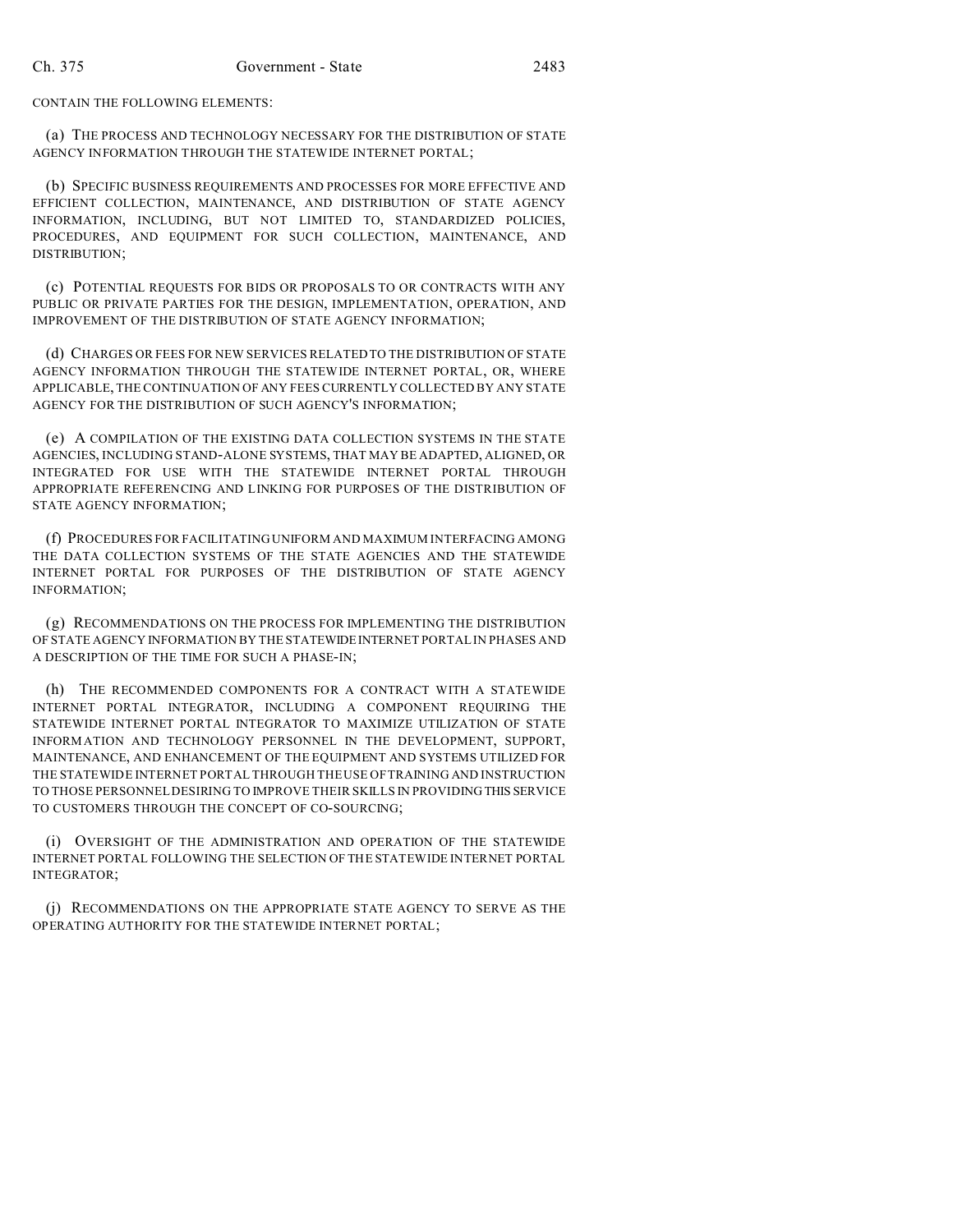CONTAIN THE FOLLOWING ELEMENTS:

(a) THE PROCESS AND TECHNOLOGY NECESSARY FOR THE DISTRIBUTION OF STATE AGENCY INFORMATION THROUGH THE STATEWIDE INTERNET PORTAL;

(b) SPECIFIC BUSINESS REQUIREMENTS AND PROCESSES FOR MORE EFFECTIVE AND EFFICIENT COLLECTION, MAINTENANCE, AND DISTRIBUTION OF STATE AGENCY INFORMATION, INCLUDING, BUT NOT LIMITED TO, STANDARDIZED POLICIES, PROCEDURES, AND EQUIPMENT FOR SUCH COLLECTION, MAINTENANCE, AND DISTRIBUTION;

(c) POTENTIAL REQUESTS FOR BIDS OR PROPOSALS TO OR CONTRACTS WITH ANY PUBLIC OR PRIVATE PARTIES FOR THE DESIGN, IMPLEMENTATION, OPERATION, AND IMPROVEMENT OF THE DISTRIBUTION OF STATE AGENCY INFORMATION;

(d) CHARGES OR FEES FOR NEW SERVICES RELATED TO THE DISTRIBUTION OF STATE AGENCY INFORMATION THROUGH THE STATEWIDE INTERNET PORTAL, OR, WHERE APPLICABLE, THE CONTINUATION OF ANY FEES CURRENTLY COLLECTED BY ANY STATE AGENCY FOR THE DISTRIBUTION OF SUCH AGENCY'S INFORMATION;

(e) A COMPILATION OF THE EXISTING DATA COLLECTION SYSTEMS IN THE STATE AGENCIES, INCLUDING STAND-ALONE SYSTEMS, THAT MAY BE ADAPTED, ALIGNED, OR INTEGRATED FOR USE WITH THE STATEWIDE INTERNET PORTAL THROUGH APPROPRIATE REFERENCING AND LINKING FOR PURPOSES OF THE DISTRIBUTION OF STATE AGENCY INFORMATION;

(f) PROCEDURES FOR FACILITATING UNIFORM AND MAXIMUM INTERFACING AMONG THE DATA COLLECTION SYSTEMS OF THE STATE AGENCIES AND THE STATEWIDE INTERNET PORTAL FOR PURPOSES OF THE DISTRIBUTION OF STATE AGENCY INFORMATION;

(g) RECOMMENDATIONS ON THE PROCESS FOR IMPLEMENTING THE DISTRIBUTION OF STATE AGENCY INFORMATION BY THE STATEWIDE INTERNET PORTAL IN PHASES AND A DESCRIPTION OF THE TIME FOR SUCH A PHASE-IN;

(h) THE RECOMMENDED COMPONENTS FOR A CONTRACT WITH A STATEWIDE INTERNET PORTAL INTEGRATOR, INCLUDING A COMPONENT REQUIRING THE STATEWIDE INTERNET PORTAL INTEGRATOR TO MAXIMIZE UTILIZATION OF STATE INFORMATION AND TECHNOLOGY PERSONNEL IN THE DEVELOPMENT, SUPPORT, MAINTENANCE, AND ENHANCEMENT OF THE EQUIPMENT AND SYSTEMS UTILIZED FOR THE STATEWIDE INTERNET PORTAL THROUGH THE USE OF TRAINING AND INSTRUCTION TO THOSE PERSONNEL DESIRING TO IMPROVE THEIR SKILLS IN PROVIDING THIS SERVICE TO CUSTOMERS THROUGH THE CONCEPT OF CO-SOURCING;

(i) OVERSIGHT OF THE ADMINISTRATION AND OPERATION OF THE STATEWIDE INTERNET PORTAL FOLLOWING THE SELECTION OF THE STATEWIDE INTERNET PORTAL INTEGRATOR;

(j) RECOMMENDATIONS ON THE APPROPRIATE STATE AGENCY TO SERVE AS THE OPERATING AUTHORITY FOR THE STATEWIDE INTERNET PORTAL;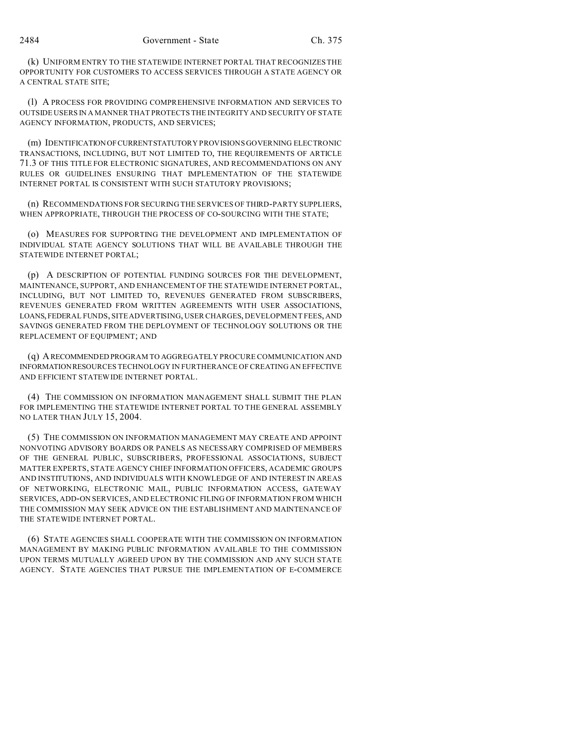(k) UNIFORM ENTRY TO THE STATEWIDE INTERNET PORTAL THAT RECOGNIZES THE OPPORTUNITY FOR CUSTOMERS TO ACCESS SERVICES THROUGH A STATE AGENCY OR A CENTRAL STATE SITE;

(l) A PROCESS FOR PROVIDING COMPREHENSIVE INFORMATION AND SERVICES TO OUTSIDE USERS IN A MANNER THAT PROTECTS THE INTEGRITY AND SECURITY OF STATE AGENCY INFORMATION, PRODUCTS, AND SERVICES;

(m) IDENTIFICATION OF CURRENT STATUTORY PROVISIONS GOVERNING ELECTRONIC TRANSACTIONS, INCLUDING, BUT NOT LIMITED TO, THE REQUIREMENTS OF ARTICLE 71.3 OF THIS TITLE FOR ELECTRONIC SIGNATURES, AND RECOMMENDATIONS ON ANY RULES OR GUIDELINES ENSURING THAT IMPLEMENTATION OF THE STATEWIDE INTERNET PORTAL IS CONSISTENT WITH SUCH STATUTORY PROVISIONS;

(n) RECOMMENDATIONS FOR SECURING THE SERVICES OF THIRD-PARTY SUPPLIERS, WHEN APPROPRIATE, THROUGH THE PROCESS OF CO-SOURCING WITH THE STATE;

(o) MEASURES FOR SUPPORTING THE DEVELOPMENT AND IMPLEMENTATION OF INDIVIDUAL STATE AGENCY SOLUTIONS THAT WILL BE AVAILABLE THROUGH THE STATEWIDE INTERNET PORTAL;

(p) A DESCRIPTION OF POTENTIAL FUNDING SOURCES FOR THE DEVELOPMENT, MAINTENANCE, SUPPORT, AND ENHANCEMENT OF THE STATEWIDE INTERNET PORTAL, INCLUDING, BUT NOT LIMITED TO, REVENUES GENERATED FROM SUBSCRIBERS, REVENUES GENERATED FROM WRITTEN AGREEMENTS WITH USER ASSOCIATIONS, LOANS, FEDERAL FUNDS, SITE ADVERTISING, USER CHARGES, DEVELOPMENT FEES, AND SAVINGS GENERATED FROM THE DEPLOYMENT OF TECHNOLOGY SOLUTIONS OR THE REPLACEMENT OF EQUIPMENT; AND

(q) A RECOMMENDED PROGRAM TO AGGREGATELY PROCURE COMMUNICATION AND INFORMATION RESOURCES TECHNOLOGY IN FURTHERANCE OF CREATING AN EFFECTIVE AND EFFICIENT STATEWIDE INTERNET PORTAL.

(4) THE COMMISSION ON INFORMATION MANAGEMENT SHALL SUBMIT THE PLAN FOR IMPLEMENTING THE STATEWIDE INTERNET PORTAL TO THE GENERAL ASSEMBLY NO LATER THAN JULY 15, 2004.

(5) THE COMMISSION ON INFORMATION MANAGEMENT MAY CREATE AND APPOINT NONVOTING ADVISORY BOARDS OR PANELS AS NECESSARY COMPRISED OF MEMBERS OF THE GENERAL PUBLIC, SUBSCRIBERS, PROFESSIONAL ASSOCIATIONS, SUBJECT MATTER EXPERTS, STATE AGENCY CHIEF INFORMATION OFFICERS, ACADEMIC GROUPS AND INSTITUTIONS, AND INDIVIDUALS WITH KNOWLEDGE OF AND INTEREST IN AREAS OF NETWORKING, ELECTRONIC MAIL, PUBLIC INFORMATION ACCESS, GATEWAY SERVICES, ADD-ON SERVICES, AND ELECTRONIC FILING OF INFORMATION FROM WHICH THE COMMISSION MAY SEEK ADVICE ON THE ESTABLISHMENT AND MAINTENANCE OF THE STATEWIDE INTERNET PORTAL.

(6) STATE AGENCIES SHALL COOPERATE WITH THE COMMISSION ON INFORMATION MANAGEMENT BY MAKING PUBLIC INFORMATION AVAILABLE TO THE COMMISSION UPON TERMS MUTUALLY AGREED UPON BY THE COMMISSION AND ANY SUCH STATE AGENCY. STATE AGENCIES THAT PURSUE THE IMPLEMENTATION OF E-COMMERCE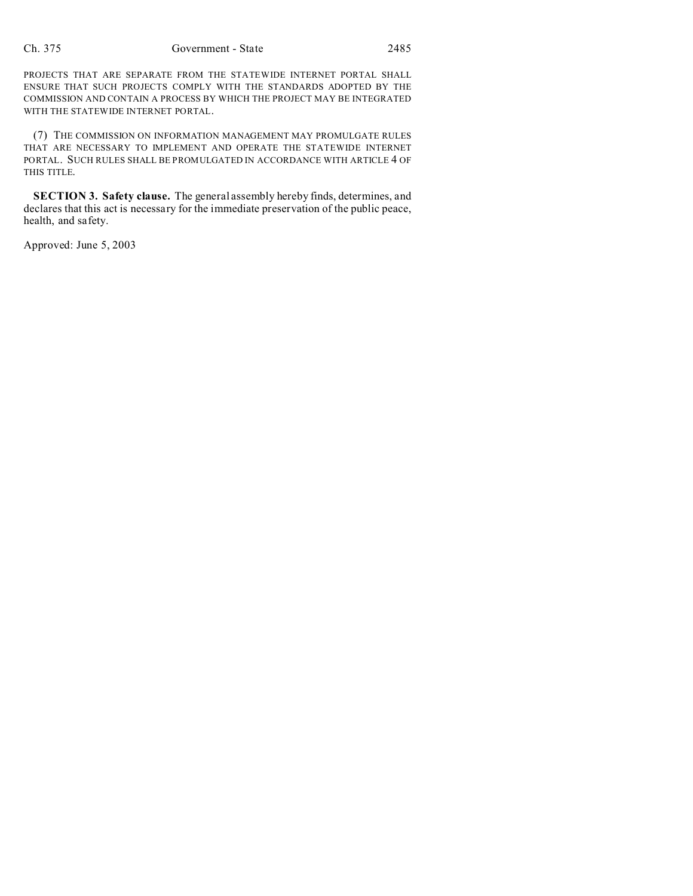PROJECTS THAT ARE SEPARATE FROM THE STATEWIDE INTERNET PORTAL SHALL ENSURE THAT SUCH PROJECTS COMPLY WITH THE STANDARDS ADOPTED BY THE COMMISSION AND CONTAIN A PROCESS BY WHICH THE PROJECT MAY BE INTEGRATED WITH THE STATEWIDE INTERNET PORTAL.

(7) THE COMMISSION ON INFORMATION MANAGEMENT MAY PROMULGATE RULES THAT ARE NECESSARY TO IMPLEMENT AND OPERATE THE STATEWIDE INTERNET PORTAL. SUCH RULES SHALL BE PROMULGATED IN ACCORDANCE WITH ARTICLE 4 OF THIS TITLE.

**SECTION 3. Safety clause.** The general assembly hereby finds, determines, and declares that this act is necessary for the immediate preservation of the public peace, health, and safety.

Approved: June 5, 2003